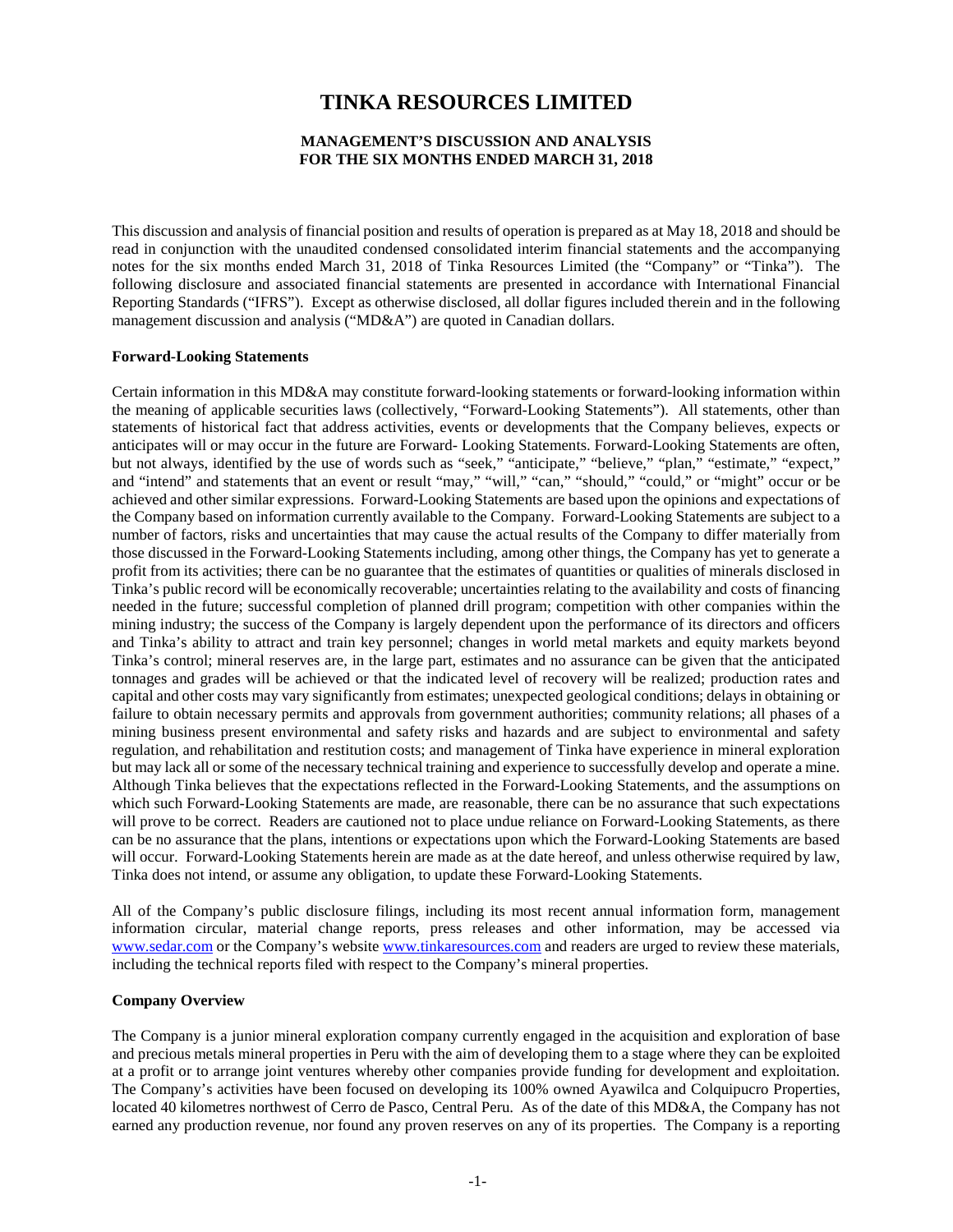# TINKA RESOURCES LIMITED

## MANAGEMENT'S DISCUSSION AND ANALYSIS
## FOR THE SIX MONTHS ENDED MARCH 31, 2018

This discussion and analysis of financial position and results of operation is prepared as at May 18, 2018 and should be read in conjunction with the unaudited condensed consolidated interim financial statements and the accompanying notes for the six months ended March 31, 2018 of Tinka Resources Limited (the "Company" or "Tinka"). The following disclosure and associated financial statements are presented in accordance with International Financial Reporting Standards ("IFRS"). Except as otherwise disclosed, all dollar figures included therein and in the following management discussion and analysis ("MD&A") are quoted in Canadian dollars.

**Forward-Looking Statements**

Certain information in this MD&A may constitute forward-looking statements or forward-looking information within the meaning of applicable securities laws (collectively, "Forward-Looking Statements"). All statements, other than statements of historical fact that address activities, events or developments that the Company believes, expects or anticipates will or may occur in the future are Forward- Looking Statements. Forward-Looking Statements are often, but not always, identified by the use of words such as "seek," "anticipate," "believe," "plan," "estimate," "expect," and "intend" and statements that an event or result "may," "will," "can," "should," "could," or "might" occur or be achieved and other similar expressions. Forward-Looking Statements are based upon the opinions and expectations of the Company based on information currently available to the Company. Forward-Looking Statements are subject to a number of factors, risks and uncertainties that may cause the actual results of the Company to differ materially from those discussed in the Forward-Looking Statements including, among other things, the Company has yet to generate a profit from its activities; there can be no guarantee that the estimates of quantities or qualities of minerals disclosed in Tinka's public record will be economically recoverable; uncertainties relating to the availability and costs of financing needed in the future; successful completion of planned drill program; competition with other companies within the mining industry; the success of the Company is largely dependent upon the performance of its directors and officers and Tinka's ability to attract and train key personnel; changes in world metal markets and equity markets beyond Tinka's control; mineral reserves are, in the large part, estimates and no assurance can be given that the anticipated tonnages and grades will be achieved or that the indicated level of recovery will be realized; production rates and capital and other costs may vary significantly from estimates; unexpected geological conditions; delays in obtaining or failure to obtain necessary permits and approvals from government authorities; community relations; all phases of a mining business present environmental and safety risks and hazards and are subject to environmental and safety regulation, and rehabilitation and restitution costs; and management of Tinka have experience in mineral exploration but may lack all or some of the necessary technical training and experience to successfully develop and operate a mine. Although Tinka believes that the expectations reflected in the Forward-Looking Statements, and the assumptions on which such Forward-Looking Statements are made, are reasonable, there can be no assurance that such expectations will prove to be correct. Readers are cautioned not to place undue reliance on Forward-Looking Statements, as there can be no assurance that the plans, intentions or expectations upon which the Forward-Looking Statements are based will occur. Forward-Looking Statements herein are made as at the date hereof, and unless otherwise required by law, Tinka does not intend, or assume any obligation, to update these Forward-Looking Statements.

All of the Company's public disclosure filings, including its most recent annual information form, management information circular, material change reports, press releases and other information, may be accessed via www.sedar.com or the Company's website www.tinkaresources.com and readers are urged to review these materials, including the technical reports filed with respect to the Company's mineral properties.

**Company Overview**

The Company is a junior mineral exploration company currently engaged in the acquisition and exploration of base and precious metals mineral properties in Peru with the aim of developing them to a stage where they can be exploited at a profit or to arrange joint ventures whereby other companies provide funding for development and exploitation. The Company's activities have been focused on developing its 100% owned Ayawilca and Colquipucro Properties, located 40 kilometres northwest of Cerro de Pasco, Central Peru. As of the date of this MD&A, the Company has not earned any production revenue, nor found any proven reserves on any of its properties. The Company is a reporting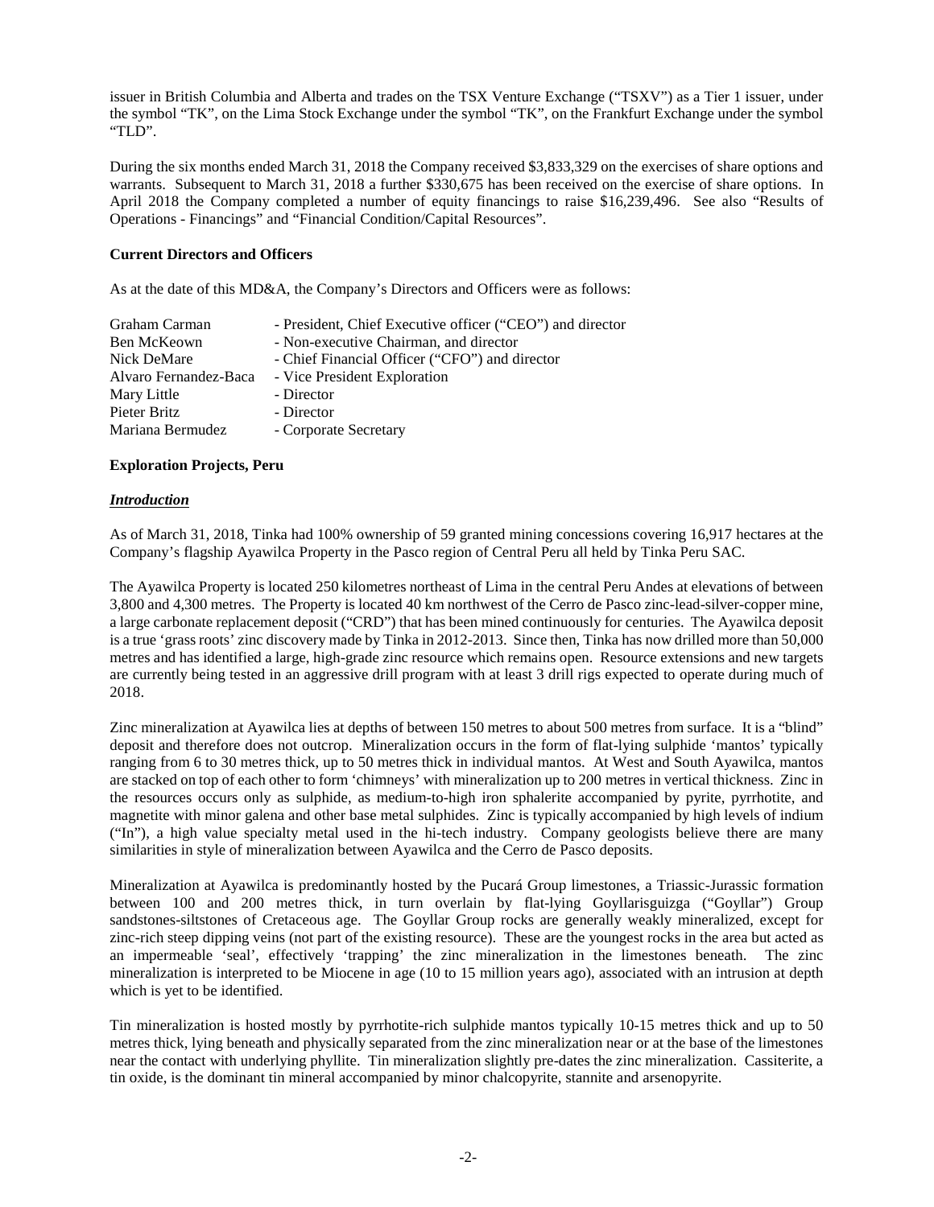issuer in British Columbia and Alberta and trades on the TSX Venture Exchange ("TSXV") as a Tier 1 issuer, under the symbol "TK", on the Lima Stock Exchange under the symbol "TK", on the Frankfurt Exchange under the symbol "TLD".

During the six months ended March 31, 2018 the Company received $3,833,329 on the exercises of share options and warrants. Subsequent to March 31, 2018 a further $330,675 has been received on the exercise of share options. In April 2018 the Company completed a number of equity financings to raise $16,239,496. See also "Results of Operations - Financings" and "Financial Condition/Capital Resources".

**Current Directors and Officers**

As at the date of this MD&A, the Company's Directors and Officers were as follows:

| | |
|---|---|
| Graham Carman | - President, Chief Executive officer ("CEO") and director |
| Ben McKeown | - Non-executive Chairman, and director |
| Nick DeMare | - Chief Financial Officer ("CFO") and director |
| Alvaro Fernandez-Baca | - Vice President Exploration |
| Mary Little | - Director |
| Pieter Britz | - Director |
| Mariana Bermudez | - Corporate Secretary |

**Exploration Projects, Peru**

***Introduction***

As of March 31, 2018, Tinka had 100% ownership of 59 granted mining concessions covering 16,917 hectares at the Company's flagship Ayawilca Property in the Pasco region of Central Peru all held by Tinka Peru SAC.

The Ayawilca Property is located 250 kilometres northeast of Lima in the central Peru Andes at elevations of between 3,800 and 4,300 metres. The Property is located 40 km northwest of the Cerro de Pasco zinc-lead-silver-copper mine, a large carbonate replacement deposit ("CRD") that has been mined continuously for centuries. The Ayawilca deposit is a true 'grass roots' zinc discovery made by Tinka in 2012-2013. Since then, Tinka has now drilled more than 50,000 metres and has identified a large, high-grade zinc resource which remains open. Resource extensions and new targets are currently being tested in an aggressive drill program with at least 3 drill rigs expected to operate during much of 2018.

Zinc mineralization at Ayawilca lies at depths of between 150 metres to about 500 metres from surface. It is a "blind" deposit and therefore does not outcrop. Mineralization occurs in the form of flat-lying sulphide 'mantos' typically ranging from 6 to 30 metres thick, up to 50 metres thick in individual mantos. At West and South Ayawilca, mantos are stacked on top of each other to form 'chimneys' with mineralization up to 200 metres in vertical thickness. Zinc in the resources occurs only as sulphide, as medium-to-high iron sphalerite accompanied by pyrite, pyrrhotite, and magnetite with minor galena and other base metal sulphides. Zinc is typically accompanied by high levels of indium ("In"), a high value specialty metal used in the hi-tech industry. Company geologists believe there are many similarities in style of mineralization between Ayawilca and the Cerro de Pasco deposits.

Mineralization at Ayawilca is predominantly hosted by the Pucará Group limestones, a Triassic-Jurassic formation between 100 and 200 metres thick, in turn overlain by flat-lying Goyllarisguizga ("Goyllar") Group sandstones-siltstones of Cretaceous age. The Goyllar Group rocks are generally weakly mineralized, except for zinc-rich steep dipping veins (not part of the existing resource). These are the youngest rocks in the area but acted as an impermeable 'seal', effectively 'trapping' the zinc mineralization in the limestones beneath. The zinc mineralization is interpreted to be Miocene in age (10 to 15 million years ago), associated with an intrusion at depth which is yet to be identified.

Tin mineralization is hosted mostly by pyrrhotite-rich sulphide mantos typically 10-15 metres thick and up to 50 metres thick, lying beneath and physically separated from the zinc mineralization near or at the base of the limestones near the contact with underlying phyllite. Tin mineralization slightly pre-dates the zinc mineralization. Cassiterite, a tin oxide, is the dominant tin mineral accompanied by minor chalcopyrite, stannite and arsenopyrite.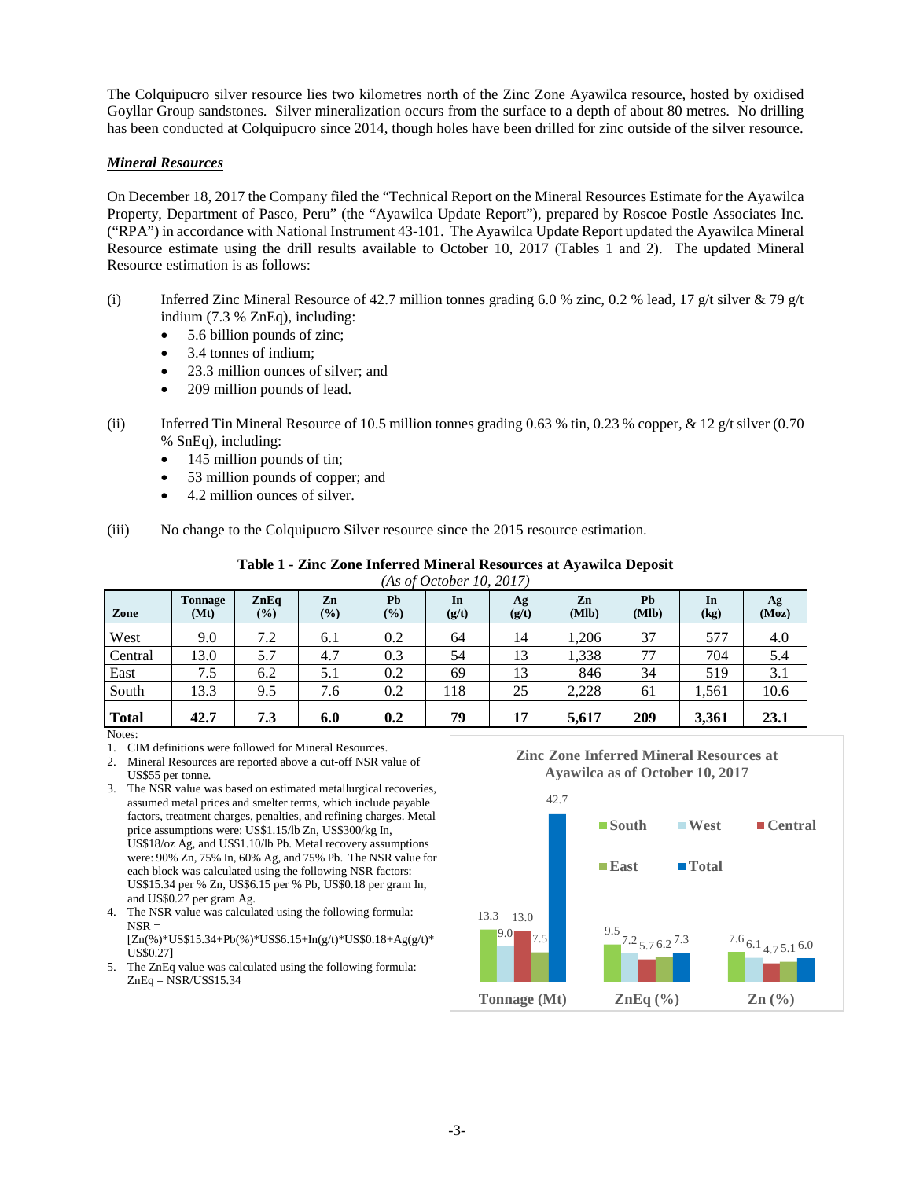The Colquipucro silver resource lies two kilometres north of the Zinc Zone Ayawilca resource, hosted by oxidised Goyllar Group sandstones. Silver mineralization occurs from the surface to a depth of about 80 metres. No drilling has been conducted at Colquipucro since 2014, though holes have been drilled for zinc outside of the silver resource.

***Mineral Resources***

On December 18, 2017 the Company filed the "Technical Report on the Mineral Resources Estimate for the Ayawilca Property, Department of Pasco, Peru" (the "Ayawilca Update Report"), prepared by Roscoe Postle Associates Inc. ("RPA") in accordance with National Instrument 43-101. The Ayawilca Update Report updated the Ayawilca Mineral Resource estimate using the drill results available to October 10, 2017 (Tables 1 and 2). The updated Mineral Resource estimation is as follows:

(i) Inferred Zinc Mineral Resource of 42.7 million tonnes grading 6.0 % zinc, 0.2 % lead, 17 g/t silver & 79 g/t indium (7.3 % ZnEq), including:
- 5.6 billion pounds of zinc;
- 3.4 tonnes of indium;
- 23.3 million ounces of silver; and
- 209 million pounds of lead.

(ii) Inferred Tin Mineral Resource of 10.5 million tonnes grading 0.63 % tin, 0.23 % copper, & 12 g/t silver (0.70 % SnEq), including:
- 145 million pounds of tin;
- 53 million pounds of copper; and
- 4.2 million ounces of silver.

(iii) No change to the Colquipucro Silver resource since the 2015 resource estimation.

**Table 1 - Zinc Zone Inferred Mineral Resources at Ayawilca Deposit**

*(As of October 10, 2017)*

| Zone | Tonnage (Mt) | ZnEq (%) | Zn (%) | Pb (%) | In (g/t) | Ag (g/t) | Zn (Mlb) | Pb (Mlb) | In (kg) | Ag (Moz) |
|---|---|---|---|---|---|---|---|---|---|---|
| West | 9.0 | 7.2 | 6.1 | 0.2 | 64 | 14 | 1,206 | 37 | 577 | 4.0 |
| Central | 13.0 | 5.7 | 4.7 | 0.3 | 54 | 13 | 1,338 | 77 | 704 | 5.4 |
| East | 7.5 | 6.2 | 5.1 | 0.2 | 69 | 13 | 846 | 34 | 519 | 3.1 |
| South | 13.3 | 9.5 | 7.6 | 0.2 | 118 | 25 | 2,228 | 61 | 1,561 | 10.6 |
| **Total** | **42.7** | **7.3** | **6.0** | **0.2** | **79** | **17** | **5,617** | **209** | **3,361** | **23.1** |

Notes:
1. CIM definitions were followed for Mineral Resources.
2. Mineral Resources are reported above a cut-off NSR value of US$55 per tonne.
3. The NSR value was based on estimated metallurgical recoveries, assumed metal prices and smelter terms, which include payable factors, treatment charges, penalties, and refining charges. Metal price assumptions were: US$1.15/lb Zn, US$300/kg In, US$18/oz Ag, and US$1.10/lb Pb. Metal recovery assumptions were: 90% Zn, 75% In, 60% Ag, and 75% Pb. The NSR value for each block was calculated using the following NSR factors: US$15.34 per % Zn, US$6.15 per % Pb, US$0.18 per gram In, and US$0.27 per gram Ag.
4. The NSR value was calculated using the following formula: NSR = [Zn(%)*US$15.34+Pb(%)*US$6.15+In(g/t)*US$0.18+Ag(g/t)*US$0.27]
5. The ZnEq value was calculated using the following formula: ZnEq = NSR/US$15.34

**Zinc Zone Inferred Mineral Resources at Ayawilca as of October 10, 2017**

| | South | West | Central | East | Total |
|---|---|---|---|---|---|
| Tonnage (Mt) | 13.3 | 9.0 | 13.0 | 7.5 | 42.7 |
| ZnEq (%) | 9.5 | 7.2 | 5.7 | 6.2 | 7.3 |
| Zn (%) | 7.6 | 6.1 | 4.7 | 5.1 | 6.0 |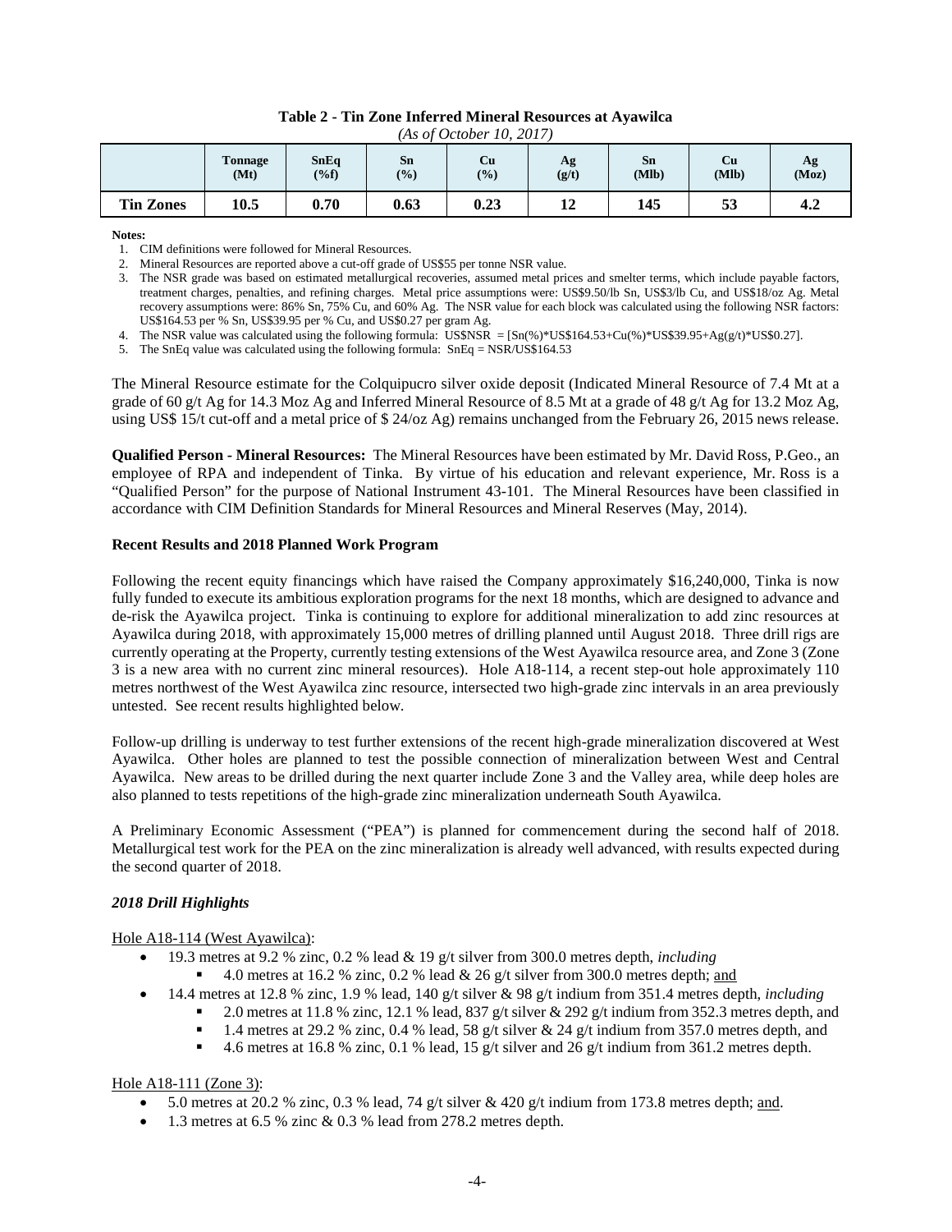**Table 2 - Tin Zone Inferred Mineral Resources at Ayawilca**

*(As of October 10, 2017)*

| | Tonnage (Mt) | SnEq (%f) | Sn (%) | Cu (%) | Ag (g/t) | Sn (Mlb) | Cu (Mlb) | Ag (Moz) |
|---|---|---|---|---|---|---|---|---|
| **Tin Zones** | **10.5** | **0.70** | **0.63** | **0.23** | **12** | **145** | **53** | **4.2** |

**Notes:**

1. CIM definitions were followed for Mineral Resources.
2. Mineral Resources are reported above a cut-off grade of US$55 per tonne NSR value.
3. The NSR grade was based on estimated metallurgical recoveries, assumed metal prices and smelter terms, which include payable factors, treatment charges, penalties, and refining charges. Metal price assumptions were: US$9.50/lb Sn, US$3/lb Cu, and US$18/oz Ag. Metal recovery assumptions were: 86% Sn, 75% Cu, and 60% Ag. The NSR value for each block was calculated using the following NSR factors: US$164.53 per % Sn, US$39.95 per % Cu, and US$0.27 per gram Ag.
4. The NSR value was calculated using the following formula: US$NSR = [Sn(%)*US$164.53+Cu(%)*US$39.95+Ag(g/t)*US$0.27].
5. The SnEq value was calculated using the following formula: SnEq = NSR/US$164.53

The Mineral Resource estimate for the Colquipucro silver oxide deposit (Indicated Mineral Resource of 7.4 Mt at a grade of 60 g/t Ag for 14.3 Moz Ag and Inferred Mineral Resource of 8.5 Mt at a grade of 48 g/t Ag for 13.2 Moz Ag, using US$ 15/t cut-off and a metal price of $ 24/oz Ag) remains unchanged from the February 26, 2015 news release.

**Qualified Person - Mineral Resources:** The Mineral Resources have been estimated by Mr. David Ross, P.Geo., an employee of RPA and independent of Tinka. By virtue of his education and relevant experience, Mr. Ross is a "Qualified Person" for the purpose of National Instrument 43-101. The Mineral Resources have been classified in accordance with CIM Definition Standards for Mineral Resources and Mineral Reserves (May, 2014).

**Recent Results and 2018 Planned Work Program**

Following the recent equity financings which have raised the Company approximately $16,240,000, Tinka is now fully funded to execute its ambitious exploration programs for the next 18 months, which are designed to advance and de-risk the Ayawilca project. Tinka is continuing to explore for additional mineralization to add zinc resources at Ayawilca during 2018, with approximately 15,000 metres of drilling planned until August 2018. Three drill rigs are currently operating at the Property, currently testing extensions of the West Ayawilca resource area, and Zone 3 (Zone 3 is a new area with no current zinc mineral resources). Hole A18-114, a recent step-out hole approximately 110 metres northwest of the West Ayawilca zinc resource, intersected two high-grade zinc intervals in an area previously untested. See recent results highlighted below.

Follow-up drilling is underway to test further extensions of the recent high-grade mineralization discovered at West Ayawilca. Other holes are planned to test the possible connection of mineralization between West and Central Ayawilca. New areas to be drilled during the next quarter include Zone 3 and the Valley area, while deep holes are also planned to tests repetitions of the high-grade zinc mineralization underneath South Ayawilca.

A Preliminary Economic Assessment ("PEA") is planned for commencement during the second half of 2018. Metallurgical test work for the PEA on the zinc mineralization is already well advanced, with results expected during the second quarter of 2018.

***2018 Drill Highlights***

Hole A18-114 (West Ayawilca):

- 19.3 metres at 9.2 % zinc, 0.2 % lead & 19 g/t silver from 300.0 metres depth, *including*
  - 4.0 metres at 16.2 % zinc, 0.2 % lead & 26 g/t silver from 300.0 metres depth; and
- 14.4 metres at 12.8 % zinc, 1.9 % lead, 140 g/t silver & 98 g/t indium from 351.4 metres depth, *including*
  - 2.0 metres at 11.8 % zinc, 12.1 % lead, 837 g/t silver & 292 g/t indium from 352.3 metres depth, and
  - 1.4 metres at 29.2 % zinc, 0.4 % lead, 58 g/t silver & 24 g/t indium from 357.0 metres depth, and
  - 4.6 metres at 16.8 % zinc, 0.1 % lead, 15 g/t silver and 26 g/t indium from 361.2 metres depth.

Hole A18-111 (Zone 3):

- 5.0 metres at 20.2 % zinc, 0.3 % lead, 74 g/t silver & 420 g/t indium from 173.8 metres depth; and.
- 1.3 metres at 6.5 % zinc & 0.3 % lead from 278.2 metres depth.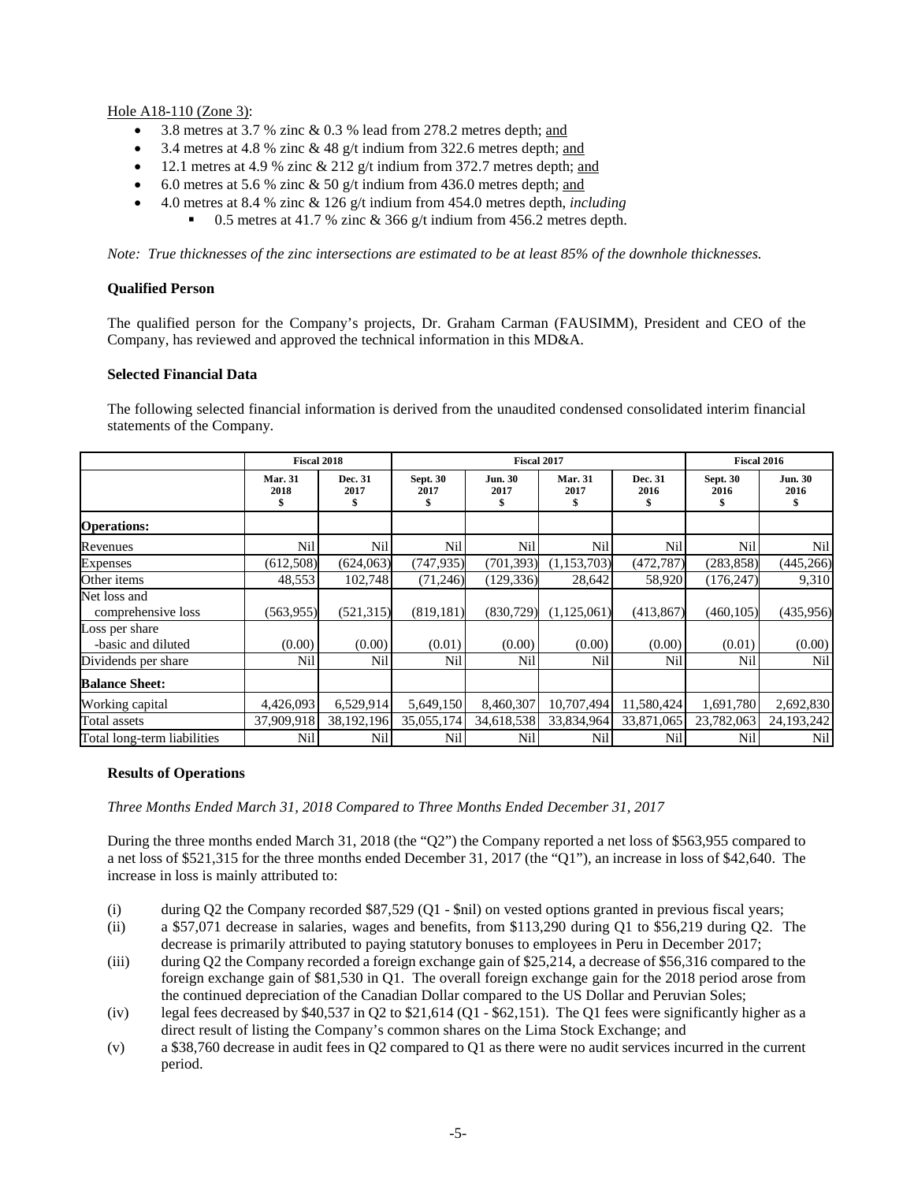Hole A18-110 (Zone 3):

- 3.8 metres at 3.7 % zinc & 0.3 % lead from 278.2 metres depth; and
- 3.4 metres at 4.8 % zinc & 48 g/t indium from 322.6 metres depth; and
- 12.1 metres at 4.9 % zinc & 212 g/t indium from 372.7 metres depth; and
- 6.0 metres at 5.6 % zinc & 50 g/t indium from 436.0 metres depth; and
- 4.0 metres at 8.4 % zinc & 126 g/t indium from 454.0 metres depth, *including*
  - 0.5 metres at 41.7 % zinc & 366 g/t indium from 456.2 metres depth.

*Note: True thicknesses of the zinc intersections are estimated to be at least 85% of the downhole thicknesses.*

**Qualified Person**

The qualified person for the Company's projects, Dr. Graham Carman (FAUSIMM), President and CEO of the Company, has reviewed and approved the technical information in this MD&A.

**Selected Financial Data**

The following selected financial information is derived from the unaudited condensed consolidated interim financial statements of the Company.

| | Fiscal 2018 | | Fiscal 2017 | | | | Fiscal 2016 | |
|---|---|---|---|---|---|---|---|---|
| | Mar. 31 2018 $ | Dec. 31 2017 $ | Sept. 30 2017 $ | Jun. 30 2017 $ | Mar. 31 2017 $ | Dec. 31 2016 $ | Sept. 30 2016 $ | Jun. 30 2016 $ |
| **Operations:** | | | | | | | | |
| Revenues | Nil | Nil | Nil | Nil | Nil | Nil | Nil | Nil |
| Expenses | (612,508) | (624,063) | (747,935) | (701,393) | (1,153,703) | (472,787) | (283,858) | (445,266) |
| Other items | 48,553 | 102,748 | (71,246) | (129,336) | 28,642 | 58,920 | (176,247) | 9,310 |
| Net loss and comprehensive loss | (563,955) | (521,315) | (819,181) | (830,729) | (1,125,061) | (413,867) | (460,105) | (435,956) |
| Loss per share -basic and diluted | (0.00) | (0.00) | (0.01) | (0.00) | (0.00) | (0.00) | (0.01) | (0.00) |
| Dividends per share | Nil | Nil | Nil | Nil | Nil | Nil | Nil | Nil |
| **Balance Sheet:** | | | | | | | | |
| Working capital | 4,426,093 | 6,529,914 | 5,649,150 | 8,460,307 | 10,707,494 | 11,580,424 | 1,691,780 | 2,692,830 |
| Total assets | 37,909,918 | 38,192,196 | 35,055,174 | 34,618,538 | 33,834,964 | 33,871,065 | 23,782,063 | 24,193,242 |
| Total long-term liabilities | Nil | Nil | Nil | Nil | Nil | Nil | Nil | Nil |

**Results of Operations**

*Three Months Ended March 31, 2018 Compared to Three Months Ended December 31, 2017*

During the three months ended March 31, 2018 (the "Q2") the Company reported a net loss of $563,955 compared to a net loss of $521,315 for the three months ended December 31, 2017 (the "Q1"), an increase in loss of $42,640. The increase in loss is mainly attributed to:

(i) during Q2 the Company recorded $87,529 (Q1 - $nil) on vested options granted in previous fiscal years;

(ii) a $57,071 decrease in salaries, wages and benefits, from $113,290 during Q1 to $56,219 during Q2. The decrease is primarily attributed to paying statutory bonuses to employees in Peru in December 2017;

(iii) during Q2 the Company recorded a foreign exchange gain of $25,214, a decrease of $56,316 compared to the foreign exchange gain of $81,530 in Q1. The overall foreign exchange gain for the 2018 period arose from the continued depreciation of the Canadian Dollar compared to the US Dollar and Peruvian Soles;

(iv) legal fees decreased by $40,537 in Q2 to $21,614 (Q1 - $62,151). The Q1 fees were significantly higher as a direct result of listing the Company's common shares on the Lima Stock Exchange; and

(v) a $38,760 decrease in audit fees in Q2 compared to Q1 as there were no audit services incurred in the current period.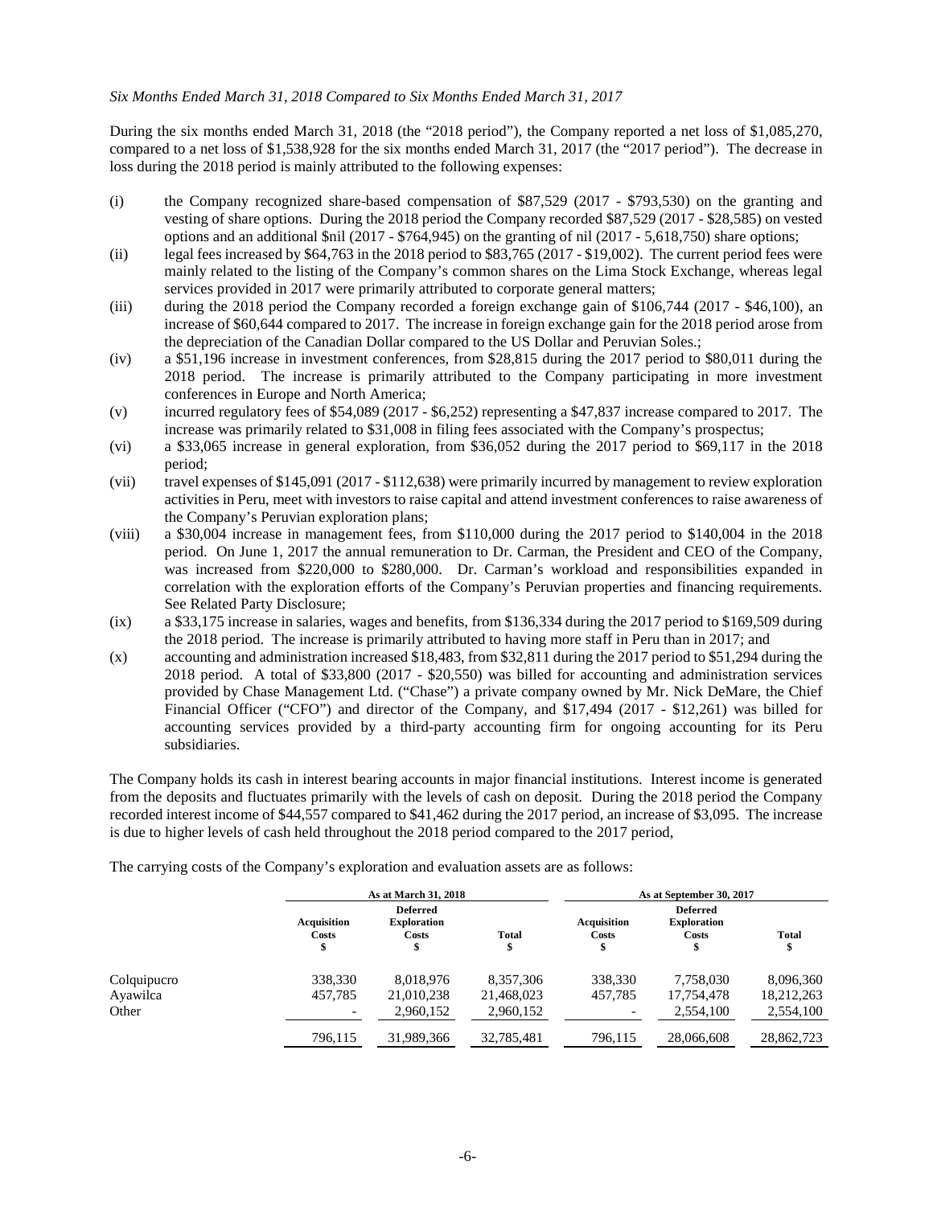*Six Months Ended March 31, 2018 Compared to Six Months Ended March 31, 2017*

During the six months ended March 31, 2018 (the "2018 period"), the Company reported a net loss of $1,085,270, compared to a net loss of $1,538,928 for the six months ended March 31, 2017 (the "2017 period"). The decrease in loss during the 2018 period is mainly attributed to the following expenses:

(i) the Company recognized share-based compensation of $87,529 (2017 - $793,530) on the granting and vesting of share options. During the 2018 period the Company recorded $87,529 (2017 - $28,585) on vested options and an additional $nil (2017 - $764,945) on the granting of nil (2017 - 5,618,750) share options;

(ii) legal fees increased by $64,763 in the 2018 period to $83,765 (2017 - $19,002). The current period fees were mainly related to the listing of the Company's common shares on the Lima Stock Exchange, whereas legal services provided in 2017 were primarily attributed to corporate general matters;

(iii) during the 2018 period the Company recorded a foreign exchange gain of $106,744 (2017 - $46,100), an increase of $60,644 compared to 2017. The increase in foreign exchange gain for the 2018 period arose from the depreciation of the Canadian Dollar compared to the US Dollar and Peruvian Soles.;

(iv) a $51,196 increase in investment conferences, from $28,815 during the 2017 period to $80,011 during the 2018 period. The increase is primarily attributed to the Company participating in more investment conferences in Europe and North America;

(v) incurred regulatory fees of $54,089 (2017 - $6,252) representing a $47,837 increase compared to 2017. The increase was primarily related to $31,008 in filing fees associated with the Company's prospectus;

(vi) a $33,065 increase in general exploration, from $36,052 during the 2017 period to $69,117 in the 2018 period;

(vii) travel expenses of $145,091 (2017 - $112,638) were primarily incurred by management to review exploration activities in Peru, meet with investors to raise capital and attend investment conferences to raise awareness of the Company's Peruvian exploration plans;

(viii) a $30,004 increase in management fees, from $110,000 during the 2017 period to $140,004 in the 2018 period. On June 1, 2017 the annual remuneration to Dr. Carman, the President and CEO of the Company, was increased from $220,000 to $280,000. Dr. Carman's workload and responsibilities expanded in correlation with the exploration efforts of the Company's Peruvian properties and financing requirements. See Related Party Disclosure;

(ix) a $33,175 increase in salaries, wages and benefits, from $136,334 during the 2017 period to $169,509 during the 2018 period. The increase is primarily attributed to having more staff in Peru than in 2017; and

(x) accounting and administration increased $18,483, from $32,811 during the 2017 period to $51,294 during the 2018 period. A total of $33,800 (2017 - $20,550) was billed for accounting and administration services provided by Chase Management Ltd. ("Chase") a private company owned by Mr. Nick DeMare, the Chief Financial Officer ("CFO") and director of the Company, and $17,494 (2017 - $12,261) was billed for accounting services provided by a third-party accounting firm for ongoing accounting for its Peru subsidiaries.

The Company holds its cash in interest bearing accounts in major financial institutions. Interest income is generated from the deposits and fluctuates primarily with the levels of cash on deposit. During the 2018 period the Company recorded interest income of $44,557 compared to $41,462 during the 2017 period, an increase of $3,095. The increase is due to higher levels of cash held throughout the 2018 period compared to the 2017 period,

The carrying costs of the Company's exploration and evaluation assets are as follows:

| | As at March 31, 2018 | | | As at September 30, 2017 | | |
|---|---|---|---|---|---|---|
| | Acquisition Costs $ | Deferred Exploration Costs $ | Total $ | Acquisition Costs $ | Deferred Exploration Costs $ | Total $ |
| Colquipucro | 338,330 | 8,018,976 | 8,357,306 | 338,330 | 7,758,030 | 8,096,360 |
| Ayawilca | 457,785 | 21,010,238 | 21,468,023 | 457,785 | 17,754,478 | 18,212,263 |
| Other | - | 2,960,152 | 2,960,152 | - | 2,554,100 | 2,554,100 |
| | 796,115 | 31,989,366 | 32,785,481 | 796,115 | 28,066,608 | 28,862,723 |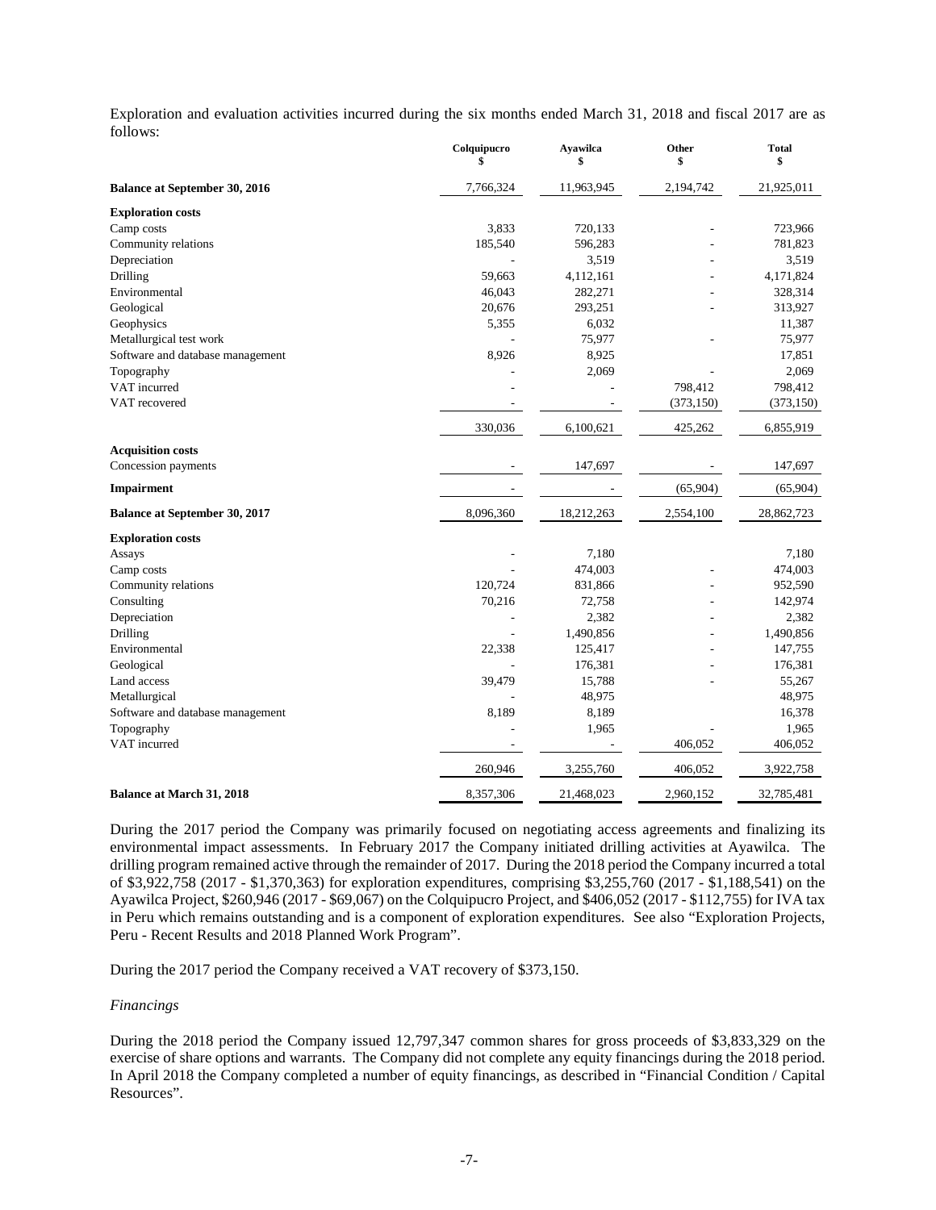Exploration and evaluation activities incurred during the six months ended March 31, 2018 and fiscal 2017 are as follows:

| | Colquipucro $ | Ayawilca $ | Other $ | Total $ |
|---|---|---|---|---|
| **Balance at September 30, 2016** | 7,766,324 | 11,963,945 | 2,194,742 | 21,925,011 |
| **Exploration costs** | | | | |
| Camp costs | 3,833 | 720,133 | - | 723,966 |
| Community relations | 185,540 | 596,283 | - | 781,823 |
| Depreciation | - | 3,519 | - | 3,519 |
| Drilling | 59,663 | 4,112,161 | - | 4,171,824 |
| Environmental | 46,043 | 282,271 | - | 328,314 |
| Geological | 20,676 | 293,251 | - | 313,927 |
| Geophysics | 5,355 | 6,032 | | 11,387 |
| Metallurgical test work | - | 75,977 | - | 75,977 |
| Software and database management | 8,926 | 8,925 | | 17,851 |
| Topography | - | 2,069 | - | 2,069 |
| VAT incurred | - | - | 798,412 | 798,412 |
| VAT recovered | - | - | (373,150) | (373,150) |
| | 330,036 | 6,100,621 | 425,262 | 6,855,919 |
| **Acquisition costs** | | | | |
| Concession payments | - | 147,697 | - | 147,697 |
| **Impairment** | - | - | (65,904) | (65,904) |
| **Balance at September 30, 2017** | 8,096,360 | 18,212,263 | 2,554,100 | 28,862,723 |
| **Exploration costs** | | | | |
| Assays | - | 7,180 | | 7,180 |
| Camp costs | - | 474,003 | - | 474,003 |
| Community relations | 120,724 | 831,866 | - | 952,590 |
| Consulting | 70,216 | 72,758 | - | 142,974 |
| Depreciation | - | 2,382 | - | 2,382 |
| Drilling | - | 1,490,856 | - | 1,490,856 |
| Environmental | 22,338 | 125,417 | - | 147,755 |
| Geological | - | 176,381 | - | 176,381 |
| Land access | 39,479 | 15,788 | - | 55,267 |
| Metallurgical | - | 48,975 | | 48,975 |
| Software and database management | 8,189 | 8,189 | | 16,378 |
| Topography | - | 1,965 | - | 1,965 |
| VAT incurred | - | - | 406,052 | 406,052 |
| | 260,946 | 3,255,760 | 406,052 | 3,922,758 |
| **Balance at March 31, 2018** | 8,357,306 | 21,468,023 | 2,960,152 | 32,785,481 |

During the 2017 period the Company was primarily focused on negotiating access agreements and finalizing its environmental impact assessments. In February 2017 the Company initiated drilling activities at Ayawilca. The drilling program remained active through the remainder of 2017. During the 2018 period the Company incurred a total of $3,922,758 (2017 - $1,370,363) for exploration expenditures, comprising $3,255,760 (2017 - $1,188,541) on the Ayawilca Project, $260,946 (2017 - $69,067) on the Colquipucro Project, and $406,052 (2017 - $112,755) for IVA tax in Peru which remains outstanding and is a component of exploration expenditures. See also "Exploration Projects, Peru - Recent Results and 2018 Planned Work Program".

During the 2017 period the Company received a VAT recovery of $373,150.

*Financings*

During the 2018 period the Company issued 12,797,347 common shares for gross proceeds of $3,833,329 on the exercise of share options and warrants. The Company did not complete any equity financings during the 2018 period. In April 2018 the Company completed a number of equity financings, as described in "Financial Condition / Capital Resources".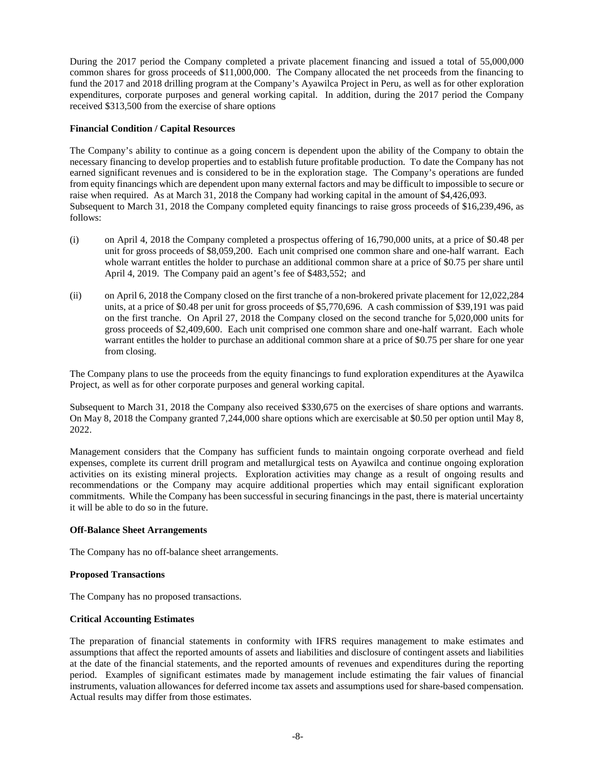During the 2017 period the Company completed a private placement financing and issued a total of 55,000,000 common shares for gross proceeds of $11,000,000. The Company allocated the net proceeds from the financing to fund the 2017 and 2018 drilling program at the Company's Ayawilca Project in Peru, as well as for other exploration expenditures, corporate purposes and general working capital. In addition, during the 2017 period the Company received $313,500 from the exercise of share options

**Financial Condition / Capital Resources**

The Company's ability to continue as a going concern is dependent upon the ability of the Company to obtain the necessary financing to develop properties and to establish future profitable production. To date the Company has not earned significant revenues and is considered to be in the exploration stage. The Company's operations are funded from equity financings which are dependent upon many external factors and may be difficult to impossible to secure or raise when required. As at March 31, 2018 the Company had working capital in the amount of $4,426,093. Subsequent to March 31, 2018 the Company completed equity financings to raise gross proceeds of $16,239,496, as follows:

(i) on April 4, 2018 the Company completed a prospectus offering of 16,790,000 units, at a price of $0.48 per unit for gross proceeds of $8,059,200. Each unit comprised one common share and one-half warrant. Each whole warrant entitles the holder to purchase an additional common share at a price of $0.75 per share until April 4, 2019. The Company paid an agent's fee of $483,552; and

(ii) on April 6, 2018 the Company closed on the first tranche of a non-brokered private placement for 12,022,284 units, at a price of $0.48 per unit for gross proceeds of $5,770,696. A cash commission of $39,191 was paid on the first tranche. On April 27, 2018 the Company closed on the second tranche for 5,020,000 units for gross proceeds of $2,409,600. Each unit comprised one common share and one-half warrant. Each whole warrant entitles the holder to purchase an additional common share at a price of $0.75 per share for one year from closing.

The Company plans to use the proceeds from the equity financings to fund exploration expenditures at the Ayawilca Project, as well as for other corporate purposes and general working capital.

Subsequent to March 31, 2018 the Company also received $330,675 on the exercises of share options and warrants. On May 8, 2018 the Company granted 7,244,000 share options which are exercisable at $0.50 per option until May 8, 2022.

Management considers that the Company has sufficient funds to maintain ongoing corporate overhead and field expenses, complete its current drill program and metallurgical tests on Ayawilca and continue ongoing exploration activities on its existing mineral projects. Exploration activities may change as a result of ongoing results and recommendations or the Company may acquire additional properties which may entail significant exploration commitments. While the Company has been successful in securing financings in the past, there is material uncertainty it will be able to do so in the future.

**Off-Balance Sheet Arrangements**

The Company has no off-balance sheet arrangements.

**Proposed Transactions**

The Company has no proposed transactions.

**Critical Accounting Estimates**

The preparation of financial statements in conformity with IFRS requires management to make estimates and assumptions that affect the reported amounts of assets and liabilities and disclosure of contingent assets and liabilities at the date of the financial statements, and the reported amounts of revenues and expenditures during the reporting period. Examples of significant estimates made by management include estimating the fair values of financial instruments, valuation allowances for deferred income tax assets and assumptions used for share-based compensation. Actual results may differ from those estimates.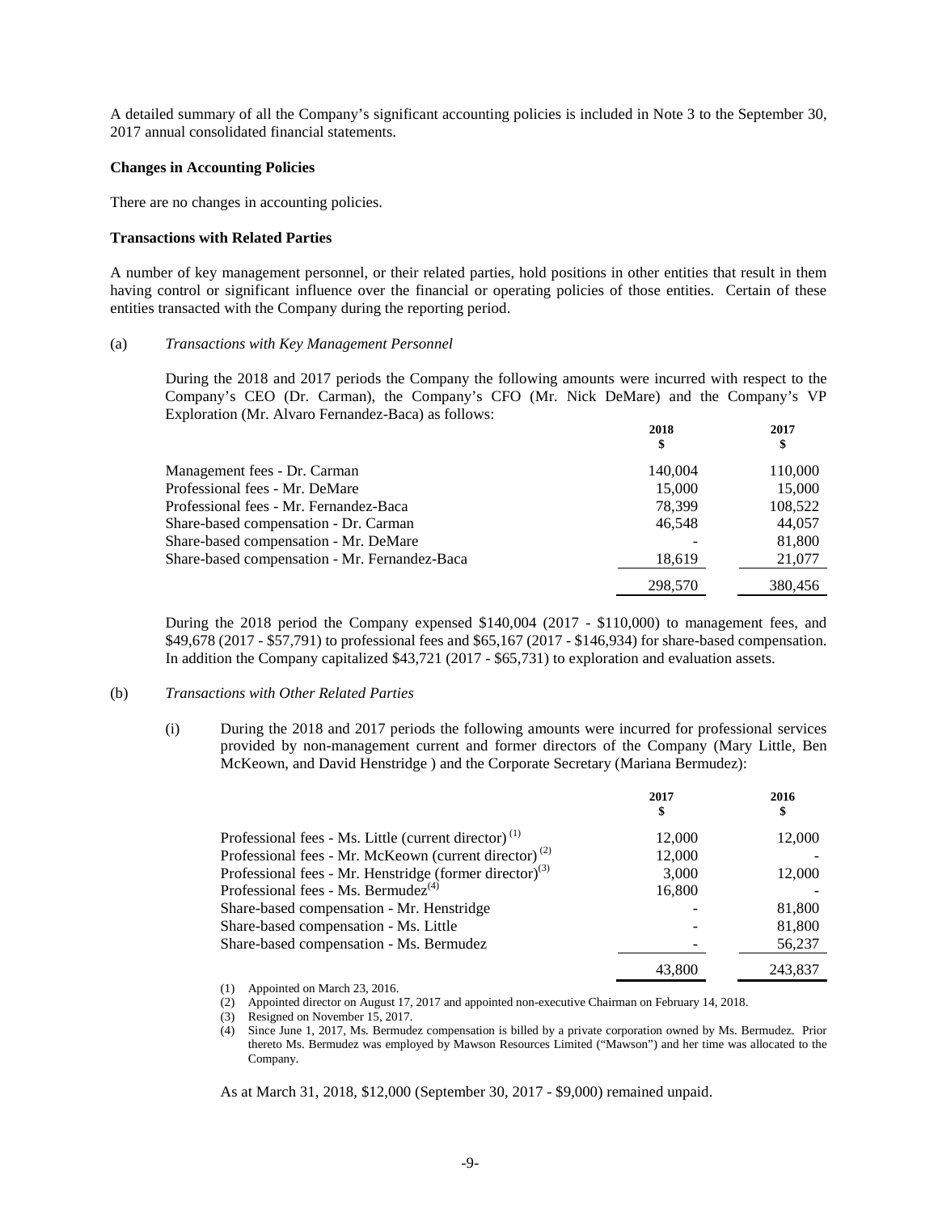A detailed summary of all the Company's significant accounting policies is included in Note 3 to the September 30, 2017 annual consolidated financial statements.

**Changes in Accounting Policies**

There are no changes in accounting policies.

**Transactions with Related Parties**

A number of key management personnel, or their related parties, hold positions in other entities that result in them having control or significant influence over the financial or operating policies of those entities. Certain of these entities transacted with the Company during the reporting period.

(a) *Transactions with Key Management Personnel*

During the 2018 and 2017 periods the Company the following amounts were incurred with respect to the Company's CEO (Dr. Carman), the Company's CFO (Mr. Nick DeMare) and the Company's VP Exploration (Mr. Alvaro Fernandez-Baca) as follows:

| | 2018<br>$ | 2017<br>$ |
|---|---|---|
| Management fees - Dr. Carman | 140,004 | 110,000 |
| Professional fees - Mr. DeMare | 15,000 | 15,000 |
| Professional fees - Mr. Fernandez-Baca | 78,399 | 108,522 |
| Share-based compensation - Dr. Carman | 46,548 | 44,057 |
| Share-based compensation - Mr. DeMare | - | 81,800 |
| Share-based compensation - Mr. Fernandez-Baca | 18,619 | 21,077 |
| | 298,570 | 380,456 |

During the 2018 period the Company expensed $140,004 (2017 - $110,000) to management fees, and $49,678 (2017 - $57,791) to professional fees and $65,167 (2017 - $146,934) for share-based compensation. In addition the Company capitalized $43,721 (2017 - $65,731) to exploration and evaluation assets.

(b) *Transactions with Other Related Parties*

(i) During the 2018 and 2017 periods the following amounts were incurred for professional services provided by non-management current and former directors of the Company (Mary Little, Ben McKeown, and David Henstridge ) and the Corporate Secretary (Mariana Bermudez):

| | 2017<br>$ | 2016<br>$ |
|---|---|---|
| Professional fees - Ms. Little (current director) [(1)] | 12,000 | 12,000 |
| Professional fees - Mr. McKeown (current director) [(2)] | 12,000 | - |
| Professional fees - Mr. Henstridge (former director)[(3)] | 3,000 | 12,000 |
| Professional fees - Ms. Bermudez[(4)] | 16,800 | - |
| Share-based compensation - Mr. Henstridge | - | 81,800 |
| Share-based compensation - Ms. Little | - | 81,800 |
| Share-based compensation - Ms. Bermudez | - | 56,237 |
| | 43,800 | 243,837 |

(1) Appointed on March 23, 2016.
(2) Appointed director on August 17, 2017 and appointed non-executive Chairman on February 14, 2018.
(3) Resigned on November 15, 2017.
(4) Since June 1, 2017, Ms. Bermudez compensation is billed by a private corporation owned by Ms. Bermudez. Prior thereto Ms. Bermudez was employed by Mawson Resources Limited ("Mawson") and her time was allocated to the Company.

As at March 31, 2018, $12,000 (September 30, 2017 - $9,000) remained unpaid.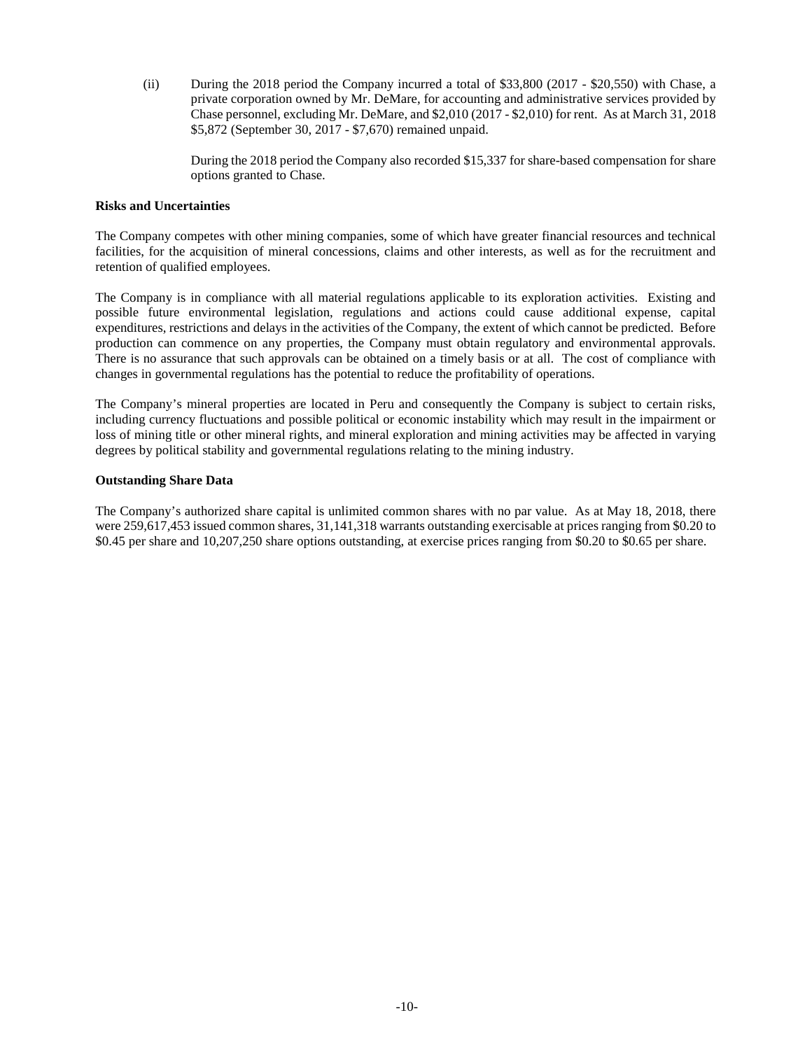(ii) During the 2018 period the Company incurred a total of $33,800 (2017 - $20,550) with Chase, a private corporation owned by Mr. DeMare, for accounting and administrative services provided by Chase personnel, excluding Mr. DeMare, and $2,010 (2017 - $2,010) for rent. As at March 31, 2018 $5,872 (September 30, 2017 - $7,670) remained unpaid.

During the 2018 period the Company also recorded $15,337 for share-based compensation for share options granted to Chase.

**Risks and Uncertainties**

The Company competes with other mining companies, some of which have greater financial resources and technical facilities, for the acquisition of mineral concessions, claims and other interests, as well as for the recruitment and retention of qualified employees.

The Company is in compliance with all material regulations applicable to its exploration activities. Existing and possible future environmental legislation, regulations and actions could cause additional expense, capital expenditures, restrictions and delays in the activities of the Company, the extent of which cannot be predicted. Before production can commence on any properties, the Company must obtain regulatory and environmental approvals. There is no assurance that such approvals can be obtained on a timely basis or at all. The cost of compliance with changes in governmental regulations has the potential to reduce the profitability of operations.

The Company's mineral properties are located in Peru and consequently the Company is subject to certain risks, including currency fluctuations and possible political or economic instability which may result in the impairment or loss of mining title or other mineral rights, and mineral exploration and mining activities may be affected in varying degrees by political stability and governmental regulations relating to the mining industry.

**Outstanding Share Data**

The Company's authorized share capital is unlimited common shares with no par value. As at May 18, 2018, there were 259,617,453 issued common shares, 31,141,318 warrants outstanding exercisable at prices ranging from $0.20 to $0.45 per share and 10,207,250 share options outstanding, at exercise prices ranging from $0.20 to $0.65 per share.